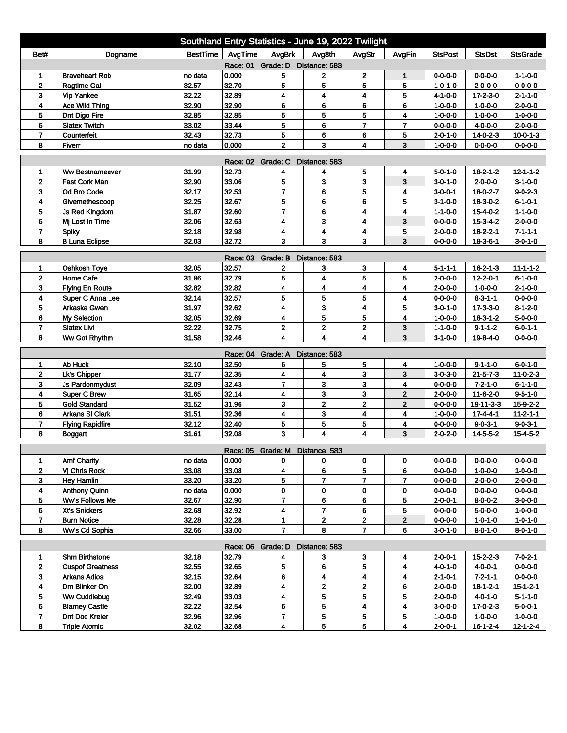## Southland Entry Statistics - June 19, 2022 Twilight

| Bet# | Dogname | BestTime | AvgTime | AvgBrk | Avg8th | AvgStr | AvgFin | StsPost | StsDst | StsGrade |
|---|---|---|---|---|---|---|---|---|---|---|
| **Race: 01 Grade: D Distance: 583** | | | | | | | | | | |
| 1 | Braveheart Rob | no data | 0.000 | 5 | 2 | 2 | 1 | 0-0-0-0 | 0-0-0-0 | 1-1-0-0 |
| 2 | Ragtime Gal | 32.57 | 32.70 | 5 | 5 | 5 | 5 | 1-0-1-0 | 2-0-0-0 | 0-0-0-0 |
| 3 | Vip Yankee | 32.22 | 32.89 | 4 | 4 | 4 | 5 | 4-1-0-0 | 17-2-3-0 | 2-1-1-0 |
| 4 | Ace Wild Thing | 32.90 | 32.90 | 6 | 6 | 6 | 6 | 1-0-0-0 | 1-0-0-0 | 2-0-0-0 |
| 5 | Dnt Digo Fire | 32.85 | 32.85 | 5 | 5 | 5 | 4 | 1-0-0-0 | 1-0-0-0 | 1-0-0-0 |
| 6 | Slatex Twitch | 33.02 | 33.44 | 5 | 6 | 7 | 7 | 0-0-0-0 | 4-0-0-0 | 2-0-0-0 |
| 7 | Counterfeit | 32.43 | 32.73 | 5 | 6 | 6 | 5 | 2-0-1-0 | 14-0-2-3 | 10-0-1-3 |
| 8 | Fiverr | no data | 0.000 | 2 | 3 | 4 | 3 | 1-0-0-0 | 0-0-0-0 | 0-0-0-0 |
| **Race: 02 Grade: C Distance: 583** | | | | | | | | | | |
| 1 | Ww Bestnameever | 31.99 | 32.73 | 4 | 4 | 5 | 4 | 5-0-1-0 | 18-2-1-2 | 12-1-1-2 |
| 2 | Fast Cork Man | 32.90 | 33.06 | 5 | 3 | 3 | 3 | 3-0-1-0 | 2-0-0-0 | 3-1-0-0 |
| 3 | Od Bro Code | 32.17 | 32.53 | 7 | 6 | 5 | 4 | 3-0-0-1 | 18-0-2-7 | 9-0-2-3 |
| 4 | Givemethescoop | 32.25 | 32.67 | 5 | 6 | 6 | 5 | 3-1-0-0 | 18-3-0-2 | 6-1-0-1 |
| 5 | Js Red Kingdom | 31.87 | 32.60 | 7 | 6 | 4 | 4 | 1-1-0-0 | 15-4-0-2 | 1-1-0-0 |
| 6 | Mj Lost In Time | 32.06 | 32.63 | 4 | 3 | 4 | 3 | 0-0-0-0 | 15-3-4-2 | 2-0-0-0 |
| 7 | Spiky | 32.18 | 32.98 | 4 | 4 | 4 | 5 | 2-0-0-0 | 18-2-2-1 | 7-1-1-1 |
| 8 | B Luna Eclipse | 32.03 | 32.72 | 3 | 3 | 3 | 3 | 0-0-0-0 | 18-3-6-1 | 3-0-1-0 |
| **Race: 03 Grade: B Distance: 583** | | | | | | | | | | |
| 1 | Oshkosh Toye | 32.05 | 32.57 | 2 | 3 | 3 | 4 | 5-1-1-1 | 16-2-1-3 | 11-1-1-2 |
| 2 | Home Cafe | 31.86 | 32.79 | 5 | 4 | 5 | 5 | 2-0-0-0 | 12-2-0-1 | 6-1-0-0 |
| 3 | Flying En Route | 32.82 | 32.82 | 4 | 4 | 4 | 4 | 2-0-0-0 | 1-0-0-0 | 2-1-0-0 |
| 4 | Super C Anna Lee | 32.14 | 32.57 | 5 | 5 | 5 | 4 | 0-0-0-0 | 8-3-1-1 | 0-0-0-0 |
| 5 | Arkaska Gwen | 31.97 | 32.62 | 4 | 3 | 4 | 5 | 3-0-1-0 | 17-3-3-0 | 8-1-2-0 |
| 6 | My Selection | 32.05 | 32.69 | 4 | 5 | 5 | 4 | 1-0-0-0 | 18-3-1-2 | 5-0-0-0 |
| 7 | Slatex Livi | 32.22 | 32.75 | 2 | 2 | 2 | 3 | 1-1-0-0 | 9-1-1-2 | 6-0-1-1 |
| 8 | Ww Got Rhythm | 31.58 | 32.46 | 4 | 4 | 4 | 3 | 3-1-0-0 | 19-8-4-0 | 0-0-0-0 |
| **Race: 04 Grade: A Distance: 583** | | | | | | | | | | |
| 1 | Ab Huck | 32.10 | 32.50 | 6 | 5 | 5 | 4 | 1-0-0-0 | 9-1-1-0 | 6-0-1-0 |
| 2 | Lk's Chipper | 31.77 | 32.35 | 4 | 4 | 3 | 3 | 3-0-3-0 | 21-5-7-3 | 11-0-2-3 |
| 3 | Js Pardonmydust | 32.09 | 32.43 | 7 | 3 | 3 | 4 | 0-0-0-0 | 7-2-1-0 | 6-1-1-0 |
| 4 | Super C Brew | 31.65 | 32.14 | 4 | 3 | 3 | 2 | 2-0-0-0 | 11-6-2-0 | 9-5-1-0 |
| 5 | Gold Standard | 31.52 | 31.96 | 3 | 2 | 2 | 2 | 0-0-0-0 | 19-11-3-3 | 15-9-2-2 |
| 6 | Arkans Sl Clark | 31.51 | 32.36 | 4 | 3 | 4 | 4 | 1-0-0-0 | 17-4-4-1 | 11-2-1-1 |
| 7 | Flying Rapidfire | 32.12 | 32.40 | 5 | 5 | 5 | 4 | 0-0-0-0 | 9-0-3-1 | 9-0-3-1 |
| 8 | Boggart | 31.61 | 32.08 | 3 | 4 | 4 | 3 | 2-0-2-0 | 14-5-5-2 | 15-4-5-2 |
| **Race: 05 Grade: M Distance: 583** | | | | | | | | | | |
| 1 | Amf Charity | no data | 0.000 | 0 | 0 | 0 | 0 | 0-0-0-0 | 0-0-0-0 | 0-0-0-0 |
| 2 | Vj Chris Rock | 33.08 | 33.08 | 4 | 6 | 5 | 6 | 0-0-0-0 | 1-0-0-0 | 1-0-0-0 |
| 3 | Hey Hamlin | 33.20 | 33.20 | 5 | 7 | 7 | 7 | 0-0-0-0 | 2-0-0-0 | 2-0-0-0 |
| 4 | Anthony Quinn | no data | 0.000 | 0 | 0 | 0 | 0 | 0-0-0-0 | 0-0-0-0 | 0-0-0-0 |
| 5 | Ww's Follows Me | 32.67 | 32.90 | 7 | 6 | 6 | 5 | 2-0-0-1 | 8-0-0-2 | 3-0-0-0 |
| 6 | Xt's Snickers | 32.68 | 32.92 | 4 | 7 | 6 | 5 | 0-0-0-0 | 5-0-0-0 | 1-0-0-0 |
| 7 | Burn Notice | 32.28 | 32.28 | 1 | 2 | 2 | 2 | 0-0-0-0 | 1-0-1-0 | 1-0-1-0 |
| 8 | Ww's Cd Sophia | 32.66 | 33.00 | 7 | 8 | 7 | 6 | 3-0-1-0 | 8-0-1-0 | 8-0-1-0 |
| **Race: 06 Grade: D Distance: 583** | | | | | | | | | | |
| 1 | Shm Birthstone | 32.18 | 32.79 | 4 | 3 | 3 | 4 | 2-0-0-1 | 15-2-2-3 | 7-0-2-1 |
| 2 | Cuspof Greatness | 32.55 | 32.65 | 5 | 6 | 5 | 4 | 4-0-1-0 | 4-0-0-1 | 0-0-0-0 |
| 3 | Arkans Adios | 32.15 | 32.64 | 6 | 4 | 4 | 4 | 2-1-0-1 | 7-2-1-1 | 0-0-0-0 |
| 4 | Dm Blinker On | 32.00 | 32.89 | 4 | 2 | 2 | 6 | 2-0-0-0 | 18-1-2-1 | 15-1-2-1 |
| 5 | Ww Cuddlebug | 32.49 | 33.03 | 4 | 5 | 5 | 5 | 2-0-0-0 | 4-0-1-0 | 5-1-1-0 |
| 6 | Blarney Castle | 32.22 | 32.54 | 6 | 5 | 4 | 4 | 3-0-0-0 | 17-0-2-3 | 5-0-0-1 |
| 7 | Dnt Doc Kreier | 32.96 | 32.96 | 7 | 5 | 5 | 5 | 1-0-0-0 | 1-0-0-0 | 1-0-0-0 |
| 8 | Triple Atomic | 32.02 | 32.68 | 4 | 5 | 5 | 4 | 2-0-0-1 | 16-1-2-4 | 12-1-2-4 |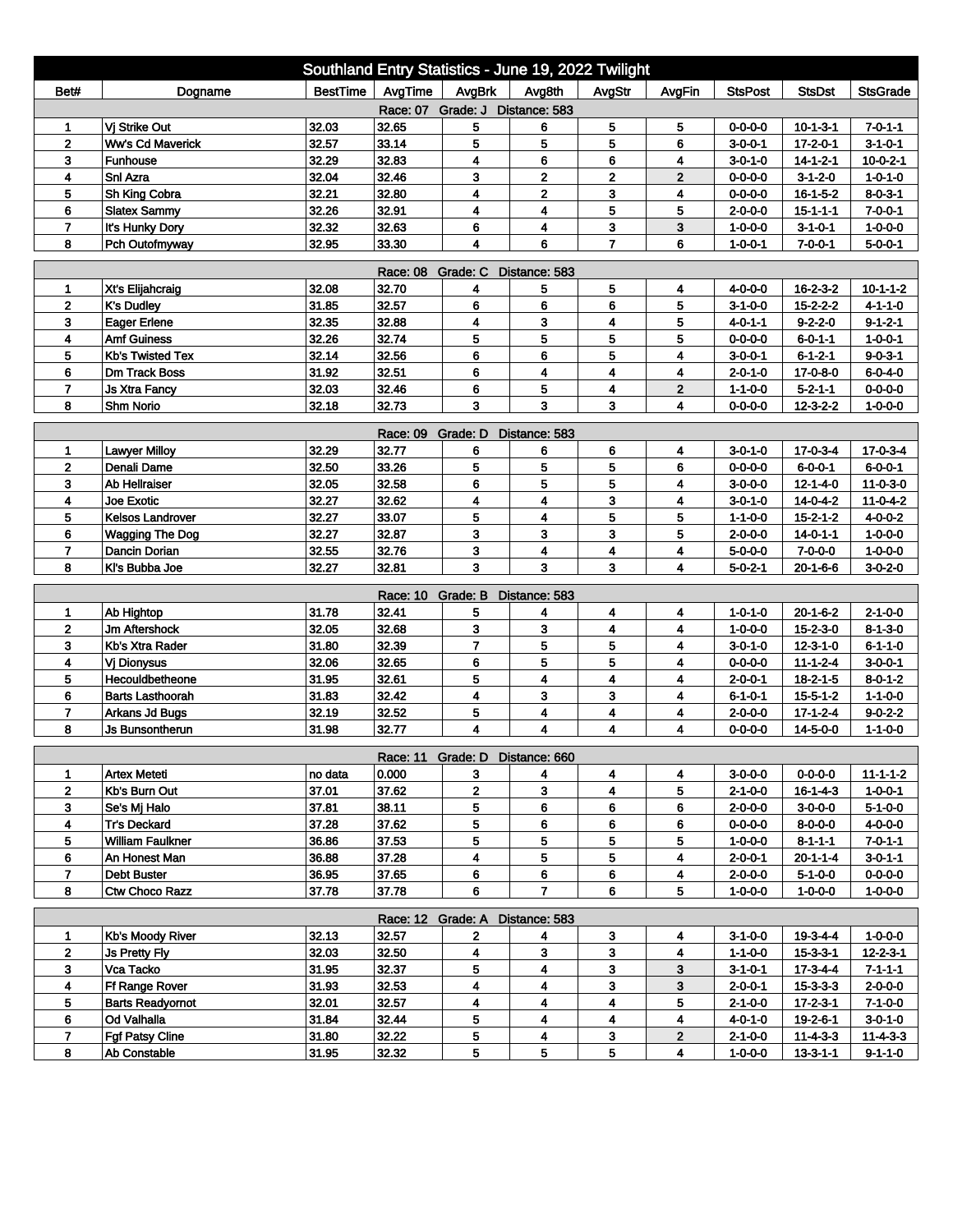# Southland Entry Statistics - June 19, 2022 Twilight

| Bet# | Dogname | BestTime | AvgTime | AvgBrk | Avg8th | AvgStr | AvgFin | StsPost | StsDst | StsGrade |
|---|---|---|---|---|---|---|---|---|---|---|
| Race: 07 Grade: J Distance: 583 | | | | | | | | | | |
| 1 | Vj Strike Out | 32.03 | 32.65 | 5 | 6 | 5 | 5 | 0-0-0-0 | 10-1-3-1 | 7-0-1-1 |
| 2 | Ww's Cd Maverick | 32.57 | 33.14 | 5 | 5 | 5 | 6 | 3-0-0-1 | 17-2-0-1 | 3-1-0-1 |
| 3 | Funhouse | 32.29 | 32.83 | 4 | 6 | 6 | 4 | 3-0-1-0 | 14-1-2-1 | 10-0-2-1 |
| 4 | Snl Azra | 32.04 | 32.46 | 3 | 2 | 2 | 2 | 0-0-0-0 | 3-1-2-0 | 1-0-1-0 |
| 5 | Sh King Cobra | 32.21 | 32.80 | 4 | 2 | 3 | 4 | 0-0-0-0 | 16-1-5-2 | 8-0-3-1 |
| 6 | Slatex Sammy | 32.26 | 32.91 | 4 | 4 | 5 | 5 | 2-0-0-0 | 15-1-1-1 | 7-0-0-1 |
| 7 | It's Hunky Dory | 32.32 | 32.63 | 6 | 4 | 3 | 3 | 1-0-0-0 | 3-1-0-1 | 1-0-0-0 |
| 8 | Pch Outofmyway | 32.95 | 33.30 | 4 | 6 | 7 | 6 | 1-0-0-1 | 7-0-0-1 | 5-0-0-1 |
| Race: 08 Grade: C Distance: 583 | | | | | | | | | | |
| 1 | Xt's Elijahcraig | 32.08 | 32.70 | 4 | 5 | 5 | 4 | 4-0-0-0 | 16-2-3-2 | 10-1-1-2 |
| 2 | K's Dudley | 31.85 | 32.57 | 6 | 6 | 6 | 5 | 3-1-0-0 | 15-2-2-2 | 4-1-1-0 |
| 3 | Eager Erlene | 32.35 | 32.88 | 4 | 3 | 4 | 5 | 4-0-1-1 | 9-2-2-0 | 9-1-2-1 |
| 4 | Amf Guiness | 32.26 | 32.74 | 5 | 5 | 5 | 5 | 0-0-0-0 | 6-0-1-1 | 1-0-0-1 |
| 5 | Kb's Twisted Tex | 32.14 | 32.56 | 6 | 6 | 5 | 4 | 3-0-0-1 | 6-1-2-1 | 9-0-3-1 |
| 6 | Dm Track Boss | 31.92 | 32.51 | 6 | 4 | 4 | 4 | 2-0-1-0 | 17-0-8-0 | 6-0-4-0 |
| 7 | Js Xtra Fancy | 32.03 | 32.46 | 6 | 5 | 4 | 2 | 1-1-0-0 | 5-2-1-1 | 0-0-0-0 |
| 8 | Shm Norio | 32.18 | 32.73 | 3 | 3 | 3 | 4 | 0-0-0-0 | 12-3-2-2 | 1-0-0-0 |
| Race: 09 Grade: D Distance: 583 | | | | | | | | | | |
| 1 | Lawyer Milloy | 32.29 | 32.77 | 6 | 6 | 6 | 4 | 3-0-1-0 | 17-0-3-4 | 17-0-3-4 |
| 2 | Denali Dame | 32.50 | 33.26 | 5 | 5 | 5 | 6 | 0-0-0-0 | 6-0-0-1 | 6-0-0-1 |
| 3 | Ab Hellraiser | 32.05 | 32.58 | 6 | 5 | 5 | 4 | 3-0-0-0 | 12-1-4-0 | 11-0-3-0 |
| 4 | Joe Exotic | 32.27 | 32.62 | 4 | 4 | 3 | 4 | 3-0-1-0 | 14-0-4-2 | 11-0-4-2 |
| 5 | Kelsos Landrover | 32.27 | 33.07 | 5 | 4 | 5 | 5 | 1-1-0-0 | 15-2-1-2 | 4-0-0-2 |
| 6 | Wagging The Dog | 32.27 | 32.87 | 3 | 3 | 3 | 5 | 2-0-0-0 | 14-0-1-1 | 1-0-0-0 |
| 7 | Dancin Dorian | 32.55 | 32.76 | 3 | 4 | 4 | 4 | 5-0-0-0 | 7-0-0-0 | 1-0-0-0 |
| 8 | Kl's Bubba Joe | 32.27 | 32.81 | 3 | 3 | 3 | 4 | 5-0-2-1 | 20-1-6-6 | 3-0-2-0 |
| Race: 10 Grade: B Distance: 583 | | | | | | | | | | |
| 1 | Ab Hightop | 31.78 | 32.41 | 5 | 4 | 4 | 4 | 1-0-1-0 | 20-1-6-2 | 2-1-0-0 |
| 2 | Jm Aftershock | 32.05 | 32.68 | 3 | 3 | 4 | 4 | 1-0-0-0 | 15-2-3-0 | 8-1-3-0 |
| 3 | Kb's Xtra Rader | 31.80 | 32.39 | 7 | 5 | 5 | 5 | 3-0-1-0 | 12-3-1-0 | 6-1-1-0 |
| 4 | Vj Dionysus | 32.06 | 32.65 | 6 | 5 | 5 | 4 | 0-0-0-0 | 11-1-2-4 | 3-0-0-1 |
| 5 | Hecouldbetheone | 31.95 | 32.61 | 5 | 4 | 4 | 4 | 2-0-0-1 | 18-2-1-5 | 8-0-1-2 |
| 6 | Barts Lasthoorah | 31.83 | 32.42 | 4 | 3 | 3 | 4 | 6-1-0-1 | 15-5-1-2 | 1-1-0-0 |
| 7 | Arkans Jd Bugs | 32.19 | 32.52 | 5 | 4 | 4 | 4 | 2-0-0-0 | 17-1-2-4 | 9-0-2-2 |
| 8 | Js Bunsontherun | 31.98 | 32.77 | 4 | 4 | 4 | 4 | 0-0-0-0 | 14-5-0-0 | 1-1-0-0 |
| Race: 11 Grade: D Distance: 660 | | | | | | | | | | |
| 1 | Artex Meteti | no data | 0.000 | 3 | 4 | 4 | 4 | 3-0-0-0 | 0-0-0-0 | 11-1-1-2 |
| 2 | Kb's Burn Out | 37.01 | 37.62 | 2 | 3 | 4 | 5 | 2-1-0-0 | 16-1-4-3 | 1-0-0-1 |
| 3 | Se's Mj Halo | 37.81 | 38.11 | 5 | 6 | 6 | 6 | 2-0-0-0 | 3-0-0-0 | 5-1-0-0 |
| 4 | Tr's Deckard | 37.28 | 37.62 | 5 | 6 | 6 | 6 | 0-0-0-0 | 8-0-0-0 | 4-0-0-0 |
| 5 | William Faulkner | 36.86 | 37.53 | 5 | 5 | 5 | 5 | 1-0-0-0 | 8-1-1-1 | 7-0-1-1 |
| 6 | An Honest Man | 36.88 | 37.28 | 4 | 5 | 5 | 4 | 2-0-0-1 | 20-1-1-4 | 3-0-1-1 |
| 7 | Debt Buster | 36.95 | 37.65 | 6 | 6 | 6 | 4 | 2-0-0-0 | 5-1-0-0 | 0-0-0-0 |
| 8 | Ctw Choco Razz | 37.78 | 37.78 | 6 | 7 | 6 | 5 | 1-0-0-0 | 1-0-0-0 | 1-0-0-0 |
| Race: 12 Grade: A Distance: 583 | | | | | | | | | | |
| 1 | Kb's Moody River | 32.13 | 32.57 | 2 | 4 | 3 | 4 | 3-1-0-0 | 19-3-4-4 | 1-0-0-0 |
| 2 | Js Pretty Fly | 32.03 | 32.50 | 4 | 3 | 3 | 4 | 1-1-0-0 | 15-3-3-1 | 12-2-3-1 |
| 3 | Vca Tacko | 31.95 | 32.37 | 5 | 4 | 3 | 3 | 3-1-0-1 | 17-3-4-4 | 7-1-1-1 |
| 4 | Ff Range Rover | 31.93 | 32.53 | 4 | 4 | 3 | 3 | 2-0-0-1 | 15-3-3-3 | 2-0-0-0 |
| 5 | Barts Readyornot | 32.01 | 32.57 | 4 | 4 | 4 | 5 | 2-1-0-0 | 17-2-3-1 | 7-1-0-0 |
| 6 | Od Valhalla | 31.84 | 32.44 | 5 | 4 | 4 | 4 | 4-0-1-0 | 19-2-6-1 | 3-0-1-0 |
| 7 | Fgf Patsy Cline | 31.80 | 32.22 | 5 | 4 | 3 | 2 | 2-1-0-0 | 11-4-3-3 | 11-4-3-3 |
| 8 | Ab Constable | 31.95 | 32.32 | 5 | 5 | 5 | 4 | 1-0-0-0 | 13-3-1-1 | 9-1-1-0 |